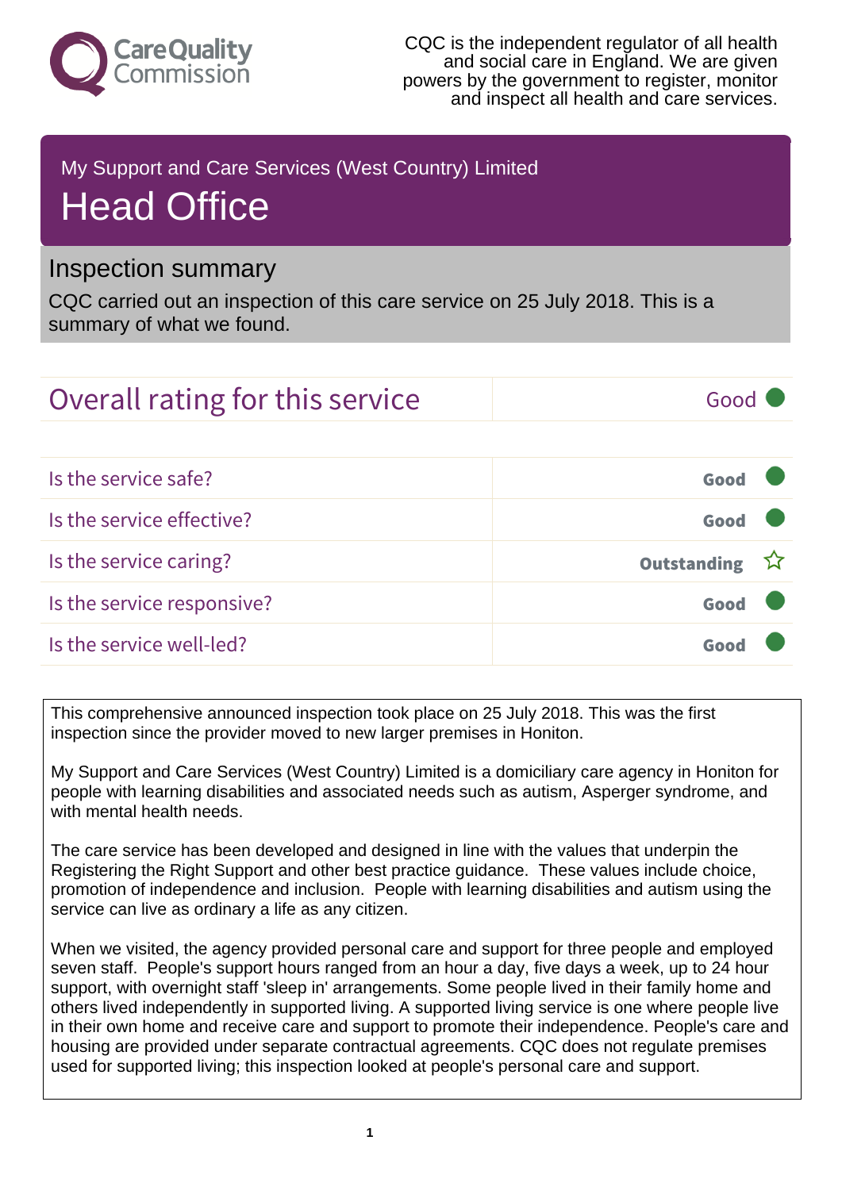Care Quality Commission

CQC is the independent regulator of all health and social care in England. We are given powers by the government to register, monitor and inspect all health and care services.

My Support and Care Services (West Country) Limited

# Head Office

## Inspection summary

CQC carried out an inspection of this care service on 25 July 2018. This is a summary of what we found.

| Overall rating for this service | Good |
|---|---|
| Is the service safe? | Good |
| Is the service effective? | Good |
| Is the service caring? | Outstanding ☆ |
| Is the service responsive? | Good |
| Is the service well-led? | Good |

This comprehensive announced inspection took place on 25 July 2018. This was the first inspection since the provider moved to new larger premises in Honiton.

My Support and Care Services (West Country) Limited is a domiciliary care agency in Honiton for people with learning disabilities and associated needs such as autism, Asperger syndrome, and with mental health needs.

The care service has been developed and designed in line with the values that underpin the Registering the Right Support and other best practice guidance. These values include choice, promotion of independence and inclusion. People with learning disabilities and autism using the service can live as ordinary a life as any citizen.

When we visited, the agency provided personal care and support for three people and employed seven staff. People's support hours ranged from an hour a day, five days a week, up to 24 hour support, with overnight staff 'sleep in' arrangements. Some people lived in their family home and others lived independently in supported living. A supported living service is one where people live in their own home and receive care and support to promote their independence. People's care and housing are provided under separate contractual agreements. CQC does not regulate premises used for supported living; this inspection looked at people's personal care and support.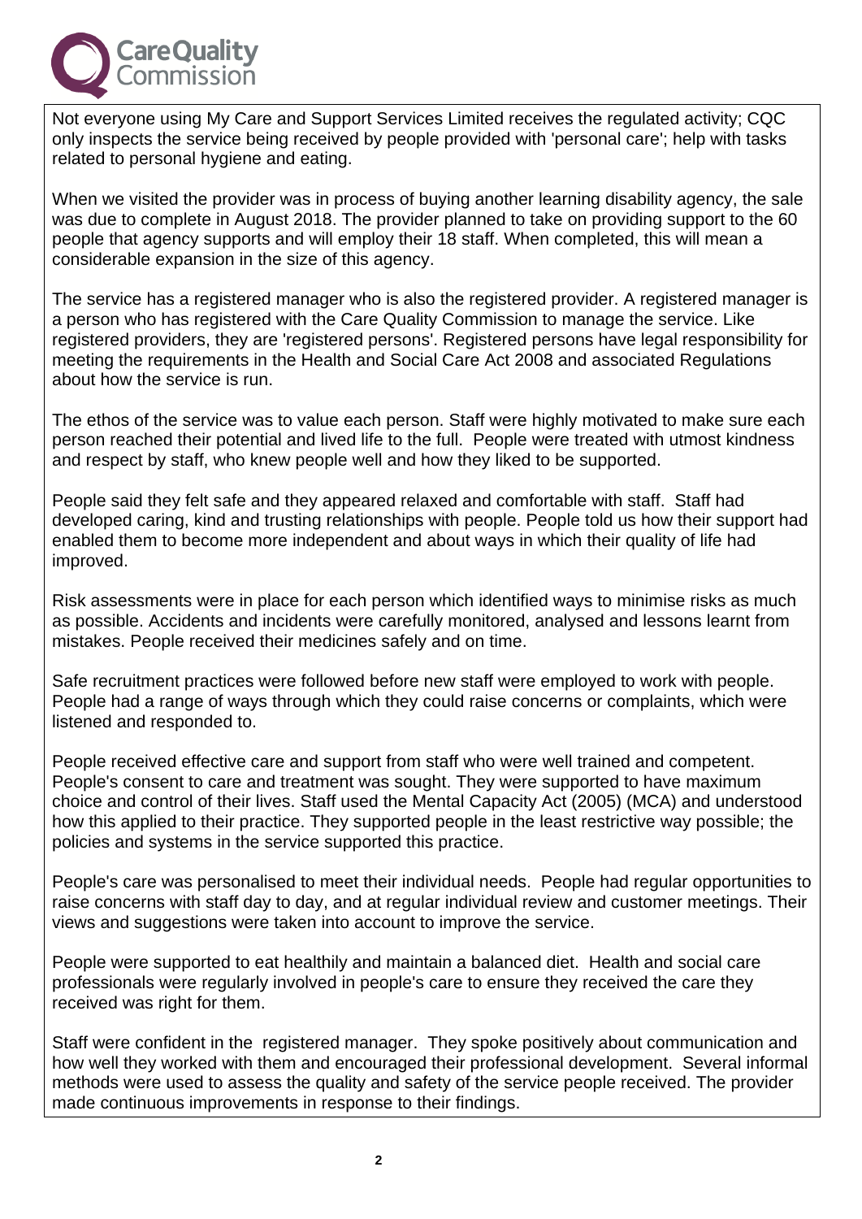Not everyone using My Care and Support Services Limited receives the regulated activity; CQC only inspects the service being received by people provided with 'personal care'; help with tasks related to personal hygiene and eating.

When we visited the provider was in process of buying another learning disability agency, the sale was due to complete in August 2018. The provider planned to take on providing support to the 60 people that agency supports and will employ their 18 staff. When completed, this will mean a considerable expansion in the size of this agency.

The service has a registered manager who is also the registered provider. A registered manager is a person who has registered with the Care Quality Commission to manage the service. Like registered providers, they are 'registered persons'. Registered persons have legal responsibility for meeting the requirements in the Health and Social Care Act 2008 and associated Regulations about how the service is run.

The ethos of the service was to value each person. Staff were highly motivated to make sure each person reached their potential and lived life to the full. People were treated with utmost kindness and respect by staff, who knew people well and how they liked to be supported.

People said they felt safe and they appeared relaxed and comfortable with staff. Staff had developed caring, kind and trusting relationships with people. People told us how their support had enabled them to become more independent and about ways in which their quality of life had improved.

Risk assessments were in place for each person which identified ways to minimise risks as much as possible. Accidents and incidents were carefully monitored, analysed and lessons learnt from mistakes. People received their medicines safely and on time.

Safe recruitment practices were followed before new staff were employed to work with people. People had a range of ways through which they could raise concerns or complaints, which were listened and responded to.

People received effective care and support from staff who were well trained and competent. People's consent to care and treatment was sought. They were supported to have maximum choice and control of their lives. Staff used the Mental Capacity Act (2005) (MCA) and understood how this applied to their practice. They supported people in the least restrictive way possible; the policies and systems in the service supported this practice.

People's care was personalised to meet their individual needs. People had regular opportunities to raise concerns with staff day to day, and at regular individual review and customer meetings. Their views and suggestions were taken into account to improve the service.

People were supported to eat healthily and maintain a balanced diet. Health and social care professionals were regularly involved in people's care to ensure they received the care they received was right for them.

Staff were confident in the registered manager. They spoke positively about communication and how well they worked with them and encouraged their professional development. Several informal methods were used to assess the quality and safety of the service people received. The provider made continuous improvements in response to their findings.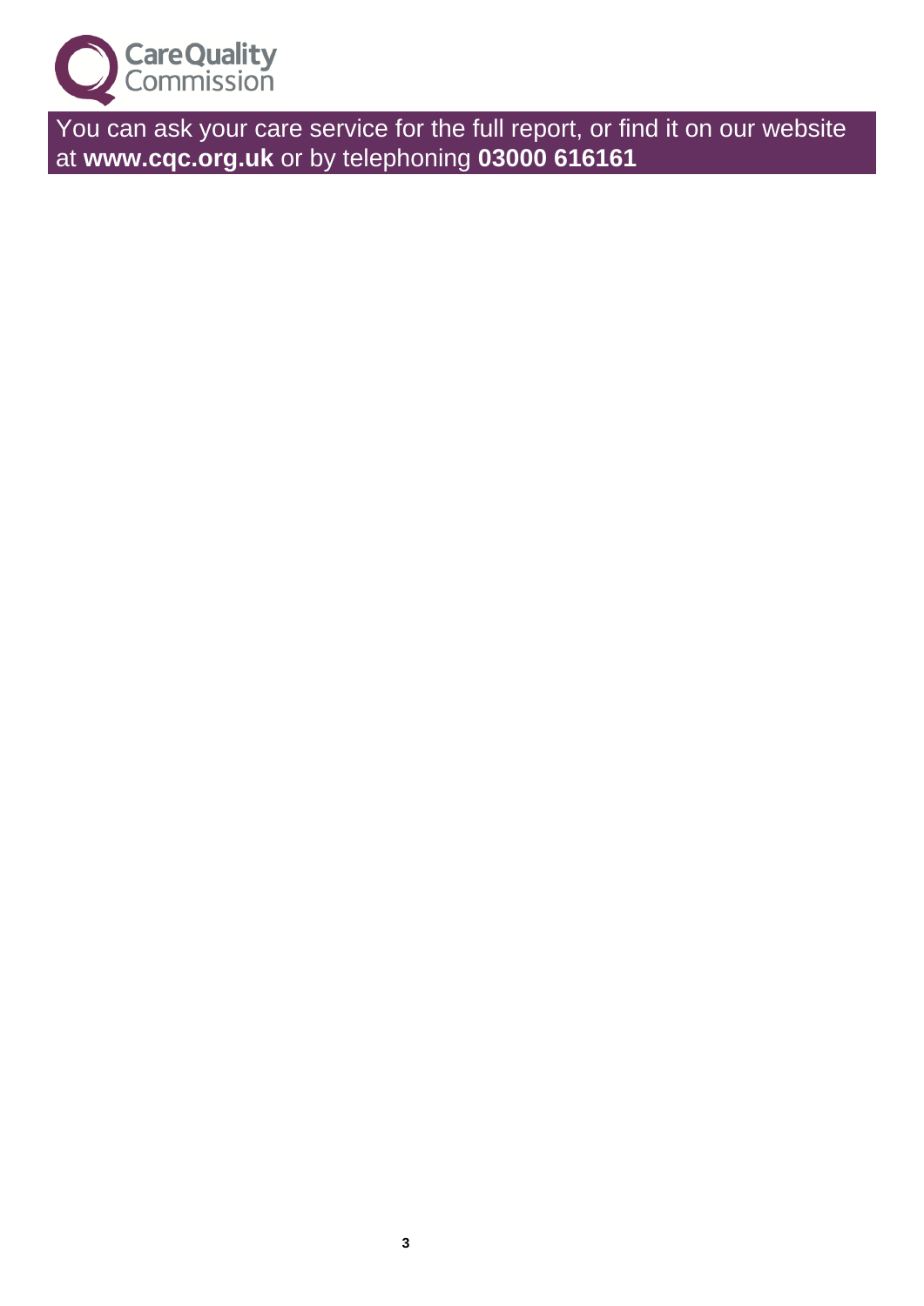You can ask your care service for the full report, or find it on our website at **www.cqc.org.uk** or by telephoning **03000 616161**